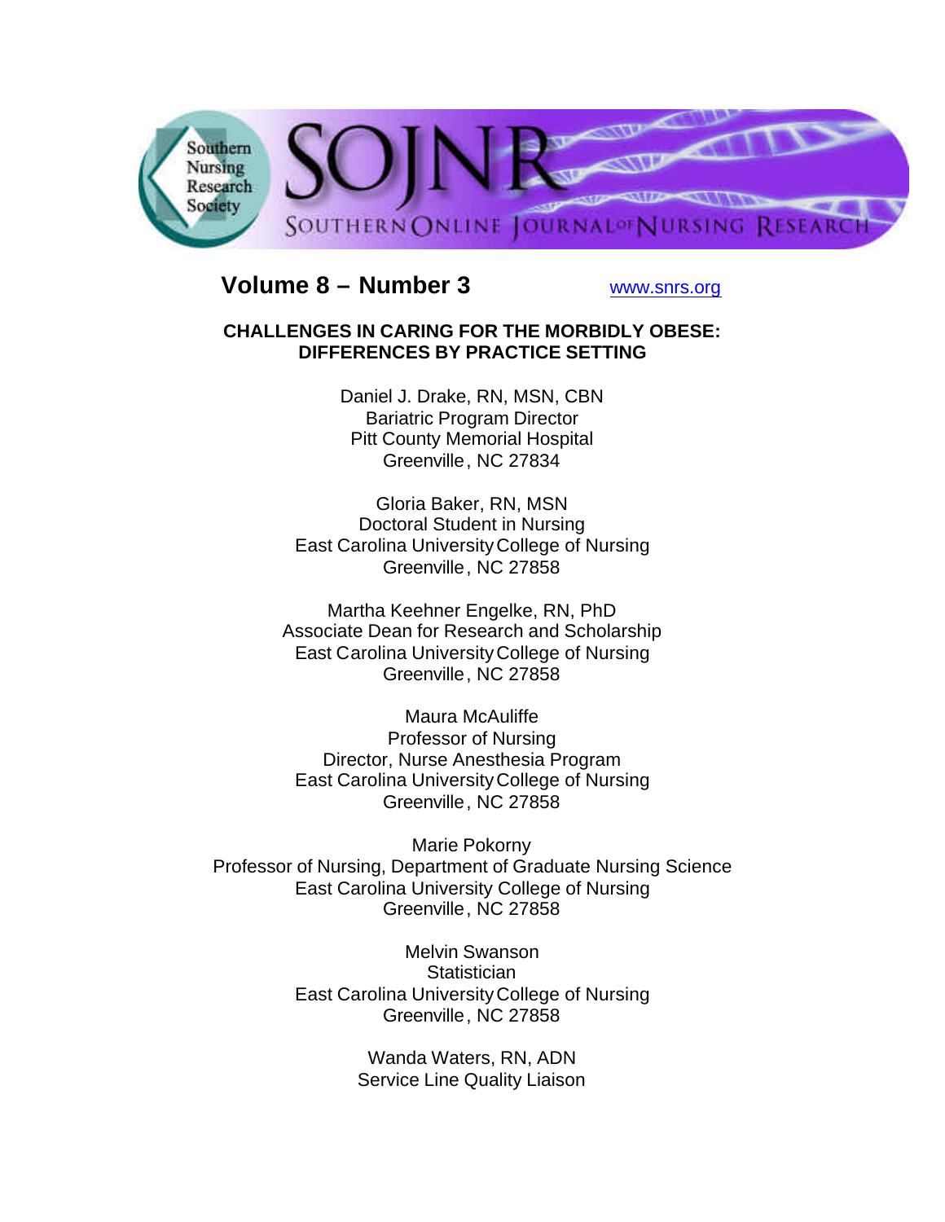Volume 8 – Number 3 www.snrs.org

# CHALLENGES IN CARING FOR THE MORBIDLY OBESE: DIFFERENCES BY PRACTICE SETTING

Daniel J. Drake, RN, MSN, CBN
Bariatric Program Director
Pitt County Memorial Hospital
Greenville, NC 27834

Gloria Baker, RN, MSN
Doctoral Student in Nursing
East Carolina University College of Nursing
Greenville, NC 27858

Martha Keehner Engelke, RN, PhD
Associate Dean for Research and Scholarship
East Carolina University College of Nursing
Greenville, NC 27858

Maura McAuliffe
Professor of Nursing
Director, Nurse Anesthesia Program
East Carolina University College of Nursing
Greenville, NC 27858

Marie Pokorny
Professor of Nursing, Department of Graduate Nursing Science
East Carolina University College of Nursing
Greenville, NC 27858

Melvin Swanson
Statistician
East Carolina University College of Nursing
Greenville, NC 27858

Wanda Waters, RN, ADN
Service Line Quality Liaison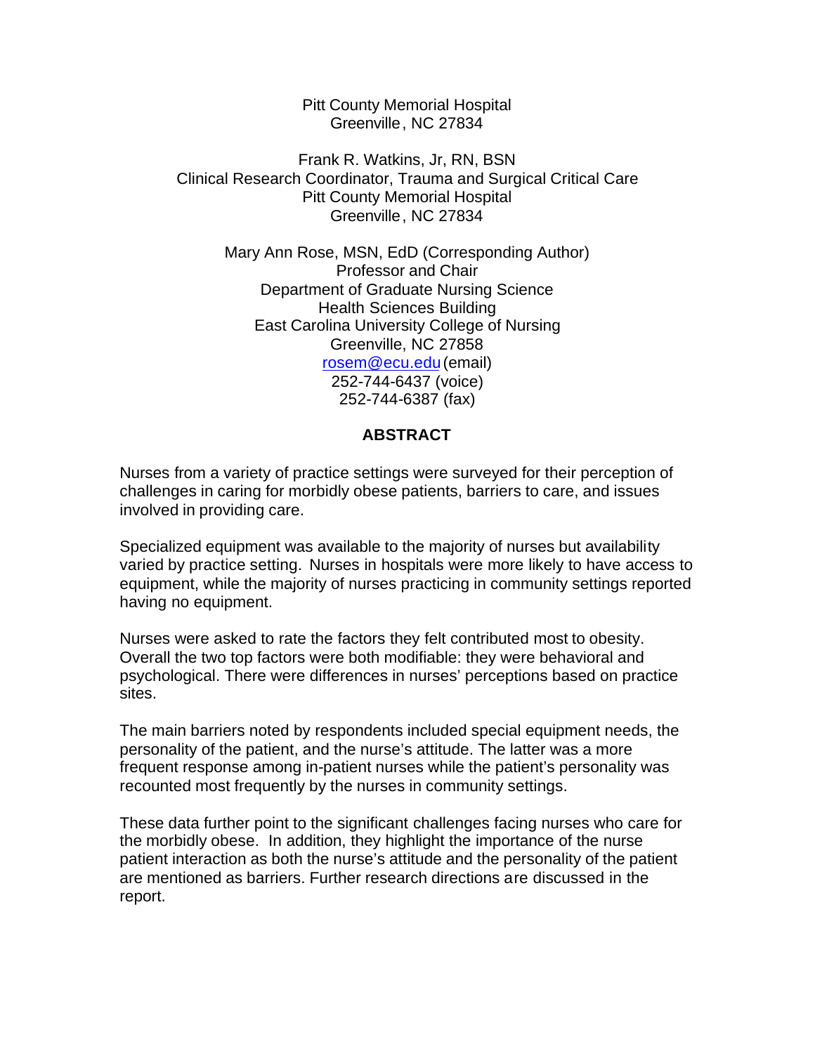Pitt County Memorial Hospital
Greenville, NC 27834

Frank R. Watkins, Jr, RN, BSN
Clinical Research Coordinator, Trauma and Surgical Critical Care
Pitt County Memorial Hospital
Greenville, NC 27834

Mary Ann Rose, MSN, EdD (Corresponding Author)
Professor and Chair
Department of Graduate Nursing Science
Health Sciences Building
East Carolina University College of Nursing
Greenville, NC 27858
rosem@ecu.edu (email)
252-744-6437 (voice)
252-744-6387 (fax)

## ABSTRACT

Nurses from a variety of practice settings were surveyed for their perception of challenges in caring for morbidly obese patients, barriers to care, and issues involved in providing care.

Specialized equipment was available to the majority of nurses but availability varied by practice setting. Nurses in hospitals were more likely to have access to equipment, while the majority of nurses practicing in community settings reported having no equipment.

Nurses were asked to rate the factors they felt contributed most to obesity. Overall the two top factors were both modifiable: they were behavioral and psychological. There were differences in nurses' perceptions based on practice sites.

The main barriers noted by respondents included special equipment needs, the personality of the patient, and the nurse's attitude. The latter was a more frequent response among in-patient nurses while the patient's personality was recounted most frequently by the nurses in community settings.

These data further point to the significant challenges facing nurses who care for the morbidly obese. In addition, they highlight the importance of the nurse patient interaction as both the nurse's attitude and the personality of the patient are mentioned as barriers. Further research directions are discussed in the report.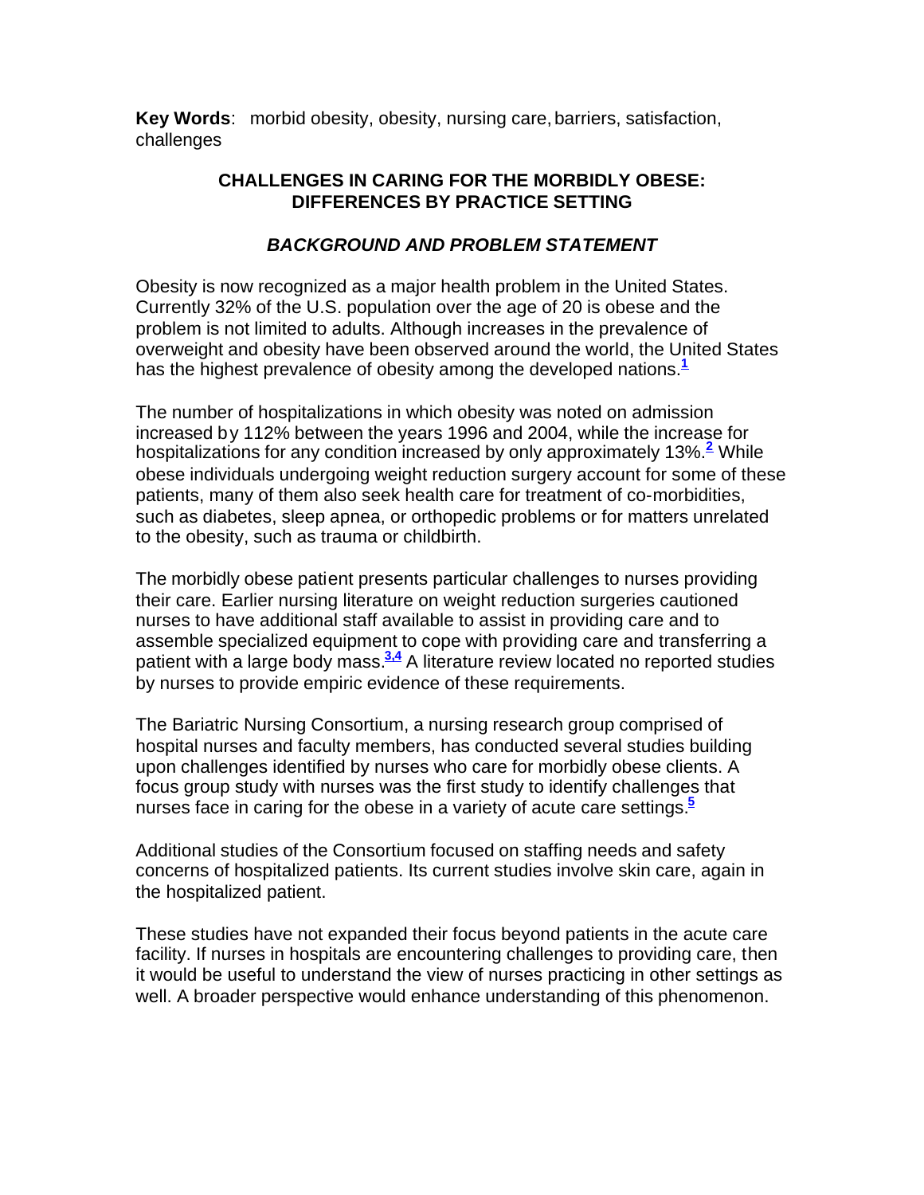**Key Words**: morbid obesity, obesity, nursing care, barriers, satisfaction, challenges

## CHALLENGES IN CARING FOR THE MORBIDLY OBESE: DIFFERENCES BY PRACTICE SETTING

### *BACKGROUND AND PROBLEM STATEMENT*

Obesity is now recognized as a major health problem in the United States. Currently 32% of the U.S. population over the age of 20 is obese and the problem is not limited to adults. Although increases in the prevalence of overweight and obesity have been observed around the world, the United States has the highest prevalence of obesity among the developed nations.[1]

The number of hospitalizations in which obesity was noted on admission increased by 112% between the years 1996 and 2004, while the increase for hospitalizations for any condition increased by only approximately 13%.[2] While obese individuals undergoing weight reduction surgery account for some of these patients, many of them also seek health care for treatment of co-morbidities, such as diabetes, sleep apnea, or orthopedic problems or for matters unrelated to the obesity, such as trauma or childbirth.

The morbidly obese patient presents particular challenges to nurses providing their care. Earlier nursing literature on weight reduction surgeries cautioned nurses to have additional staff available to assist in providing care and to assemble specialized equipment to cope with providing care and transferring a patient with a large body mass.[3,4] A literature review located no reported studies by nurses to provide empiric evidence of these requirements.

The Bariatric Nursing Consortium, a nursing research group comprised of hospital nurses and faculty members, has conducted several studies building upon challenges identified by nurses who care for morbidly obese clients. A focus group study with nurses was the first study to identify challenges that nurses face in caring for the obese in a variety of acute care settings.[5]

Additional studies of the Consortium focused on staffing needs and safety concerns of hospitalized patients. Its current studies involve skin care, again in the hospitalized patient.

These studies have not expanded their focus beyond patients in the acute care facility. If nurses in hospitals are encountering challenges to providing care, then it would be useful to understand the view of nurses practicing in other settings as well. A broader perspective would enhance understanding of this phenomenon.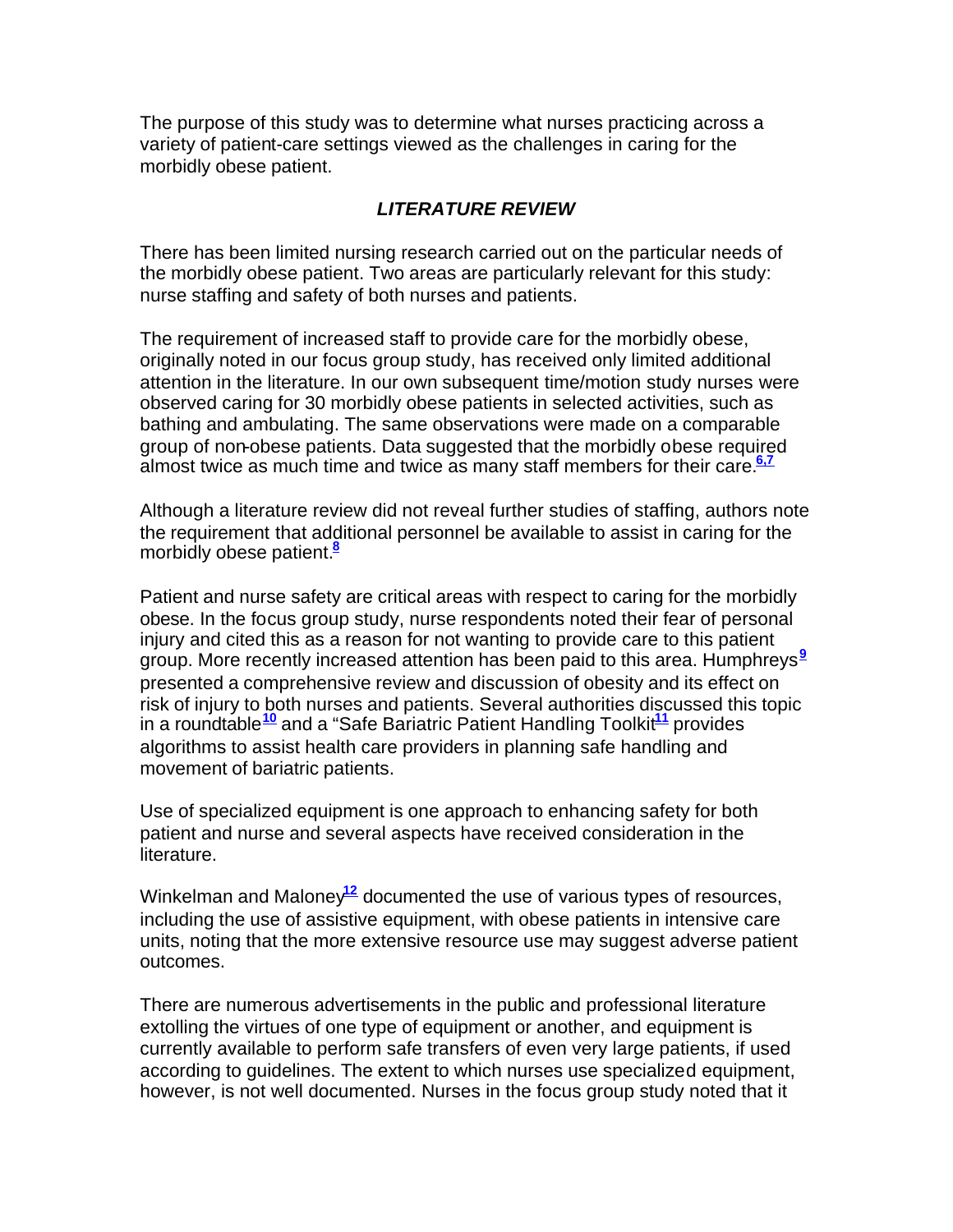The purpose of this study was to determine what nurses practicing across a variety of patient-care settings viewed as the challenges in caring for the morbidly obese patient.

## *LITERATURE REVIEW*

There has been limited nursing research carried out on the particular needs of the morbidly obese patient. Two areas are particularly relevant for this study: nurse staffing and safety of both nurses and patients.

The requirement of increased staff to provide care for the morbidly obese, originally noted in our focus group study, has received only limited additional attention in the literature. In our own subsequent time/motion study nurses were observed caring for 30 morbidly obese patients in selected activities, such as bathing and ambulating. The same observations were made on a comparable group of non-obese patients. Data suggested that the morbidly obese required almost twice as much time and twice as many staff members for their care.[6,7]

Although a literature review did not reveal further studies of staffing, authors note the requirement that additional personnel be available to assist in caring for the morbidly obese patient.[8]

Patient and nurse safety are critical areas with respect to caring for the morbidly obese. In the focus group study, nurse respondents noted their fear of personal injury and cited this as a reason for not wanting to provide care to this patient group. More recently increased attention has been paid to this area. Humphreys[9] presented a comprehensive review and discussion of obesity and its effect on risk of injury to both nurses and patients. Several authorities discussed this topic in a roundtable[10] and a "Safe Bariatric Patient Handling Toolkit[11] provides algorithms to assist health care providers in planning safe handling and movement of bariatric patients.

Use of specialized equipment is one approach to enhancing safety for both patient and nurse and several aspects have received consideration in the literature.

Winkelman and Maloney[12] documented the use of various types of resources, including the use of assistive equipment, with obese patients in intensive care units, noting that the more extensive resource use may suggest adverse patient outcomes.

There are numerous advertisements in the public and professional literature extolling the virtues of one type of equipment or another, and equipment is currently available to perform safe transfers of even very large patients, if used according to guidelines. The extent to which nurses use specialized equipment, however, is not well documented. Nurses in the focus group study noted that it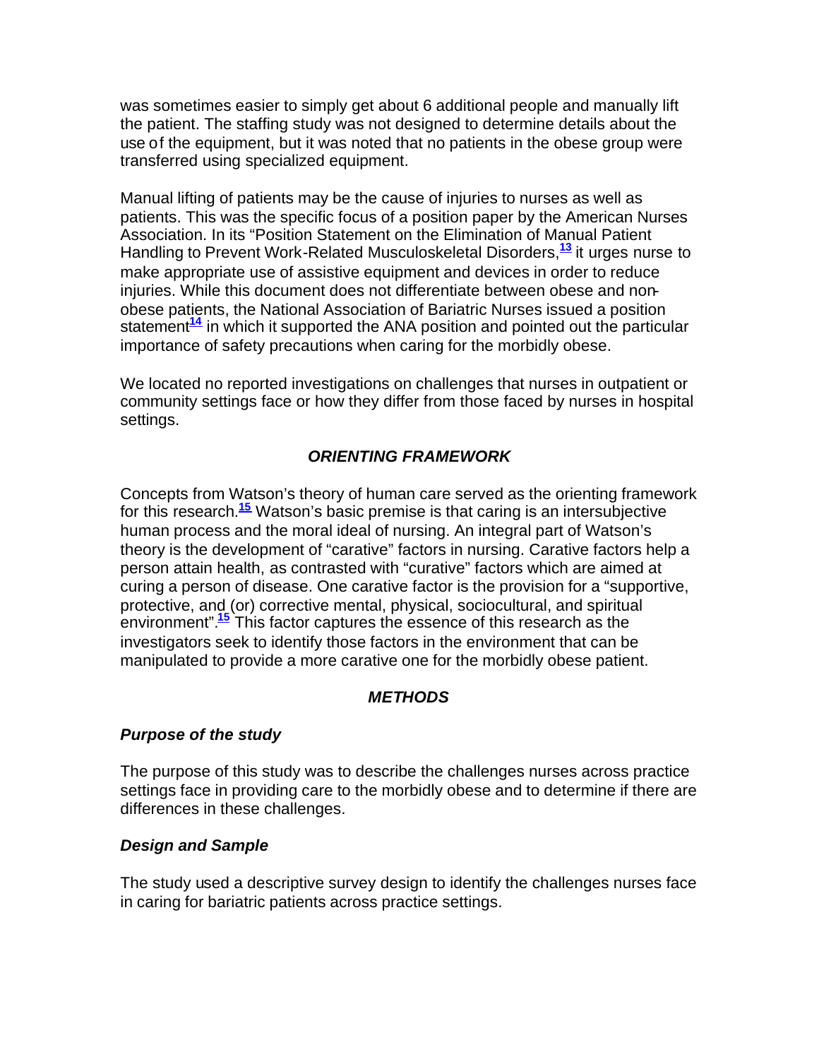was sometimes easier to simply get about 6 additional people and manually lift the patient. The staffing study was not designed to determine details about the use of the equipment, but it was noted that no patients in the obese group were transferred using specialized equipment.

Manual lifting of patients may be the cause of injuries to nurses as well as patients. This was the specific focus of a position paper by the American Nurses Association. In its "Position Statement on the Elimination of Manual Patient Handling to Prevent Work-Related Musculoskeletal Disorders,[13] it urges nurse to make appropriate use of assistive equipment and devices in order to reduce injuries. While this document does not differentiate between obese and non-obese patients, the National Association of Bariatric Nurses issued a position statement[14] in which it supported the ANA position and pointed out the particular importance of safety precautions when caring for the morbidly obese.

We located no reported investigations on challenges that nurses in outpatient or community settings face or how they differ from those faced by nurses in hospital settings.

## *ORIENTING FRAMEWORK*

Concepts from Watson's theory of human care served as the orienting framework for this research.[15] Watson's basic premise is that caring is an intersubjective human process and the moral ideal of nursing. An integral part of Watson's theory is the development of "carative" factors in nursing. Carative factors help a person attain health, as contrasted with "curative" factors which are aimed at curing a person of disease. One carative factor is the provision for a "supportive, protective, and (or) corrective mental, physical, sociocultural, and spiritual environment".[15] This factor captures the essence of this research as the investigators seek to identify those factors in the environment that can be manipulated to provide a more carative one for the morbidly obese patient.

## *METHODS*

### *Purpose of the study*

The purpose of this study was to describe the challenges nurses across practice settings face in providing care to the morbidly obese and to determine if there are differences in these challenges.

### *Design and Sample*

The study used a descriptive survey design to identify the challenges nurses face in caring for bariatric patients across practice settings.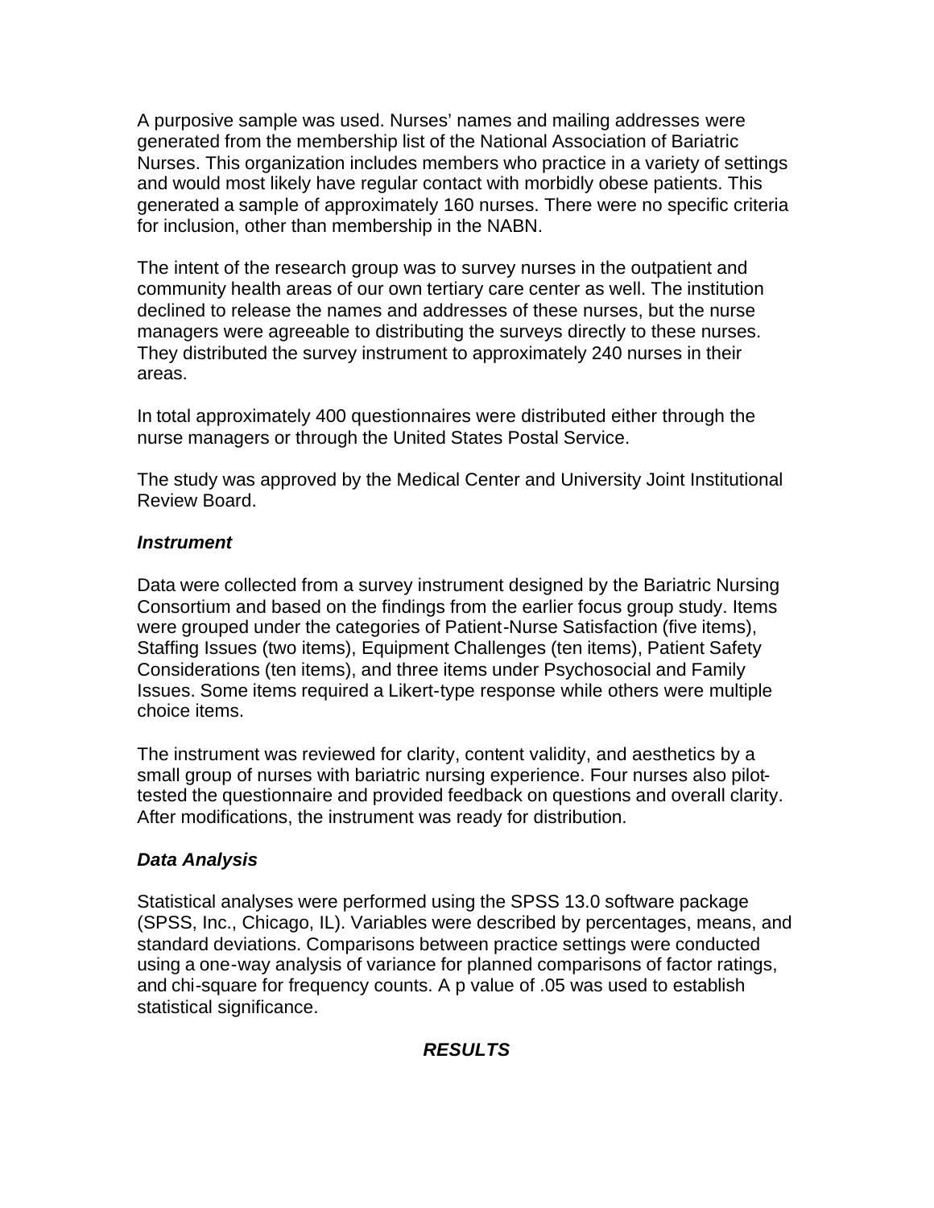A purposive sample was used. Nurses' names and mailing addresses were generated from the membership list of the National Association of Bariatric Nurses. This organization includes members who practice in a variety of settings and would most likely have regular contact with morbidly obese patients. This generated a sample of approximately 160 nurses. There were no specific criteria for inclusion, other than membership in the NABN.

The intent of the research group was to survey nurses in the outpatient and community health areas of our own tertiary care center as well. The institution declined to release the names and addresses of these nurses, but the nurse managers were agreeable to distributing the surveys directly to these nurses. They distributed the survey instrument to approximately 240 nurses in their areas.

In total approximately 400 questionnaires were distributed either through the nurse managers or through the United States Postal Service.

The study was approved by the Medical Center and University Joint Institutional Review Board.

### *Instrument*

Data were collected from a survey instrument designed by the Bariatric Nursing Consortium and based on the findings from the earlier focus group study. Items were grouped under the categories of Patient-Nurse Satisfaction (five items), Staffing Issues (two items), Equipment Challenges (ten items), Patient Safety Considerations (ten items), and three items under Psychosocial and Family Issues. Some items required a Likert-type response while others were multiple choice items.

The instrument was reviewed for clarity, content validity, and aesthetics by a small group of nurses with bariatric nursing experience. Four nurses also pilot-tested the questionnaire and provided feedback on questions and overall clarity. After modifications, the instrument was ready for distribution.

### *Data Analysis*

Statistical analyses were performed using the SPSS 13.0 software package (SPSS, Inc., Chicago, IL). Variables were described by percentages, means, and standard deviations. Comparisons between practice settings were conducted using a one-way analysis of variance for planned comparisons of factor ratings, and chi-square for frequency counts. A p value of .05 was used to establish statistical significance.

## *RESULTS*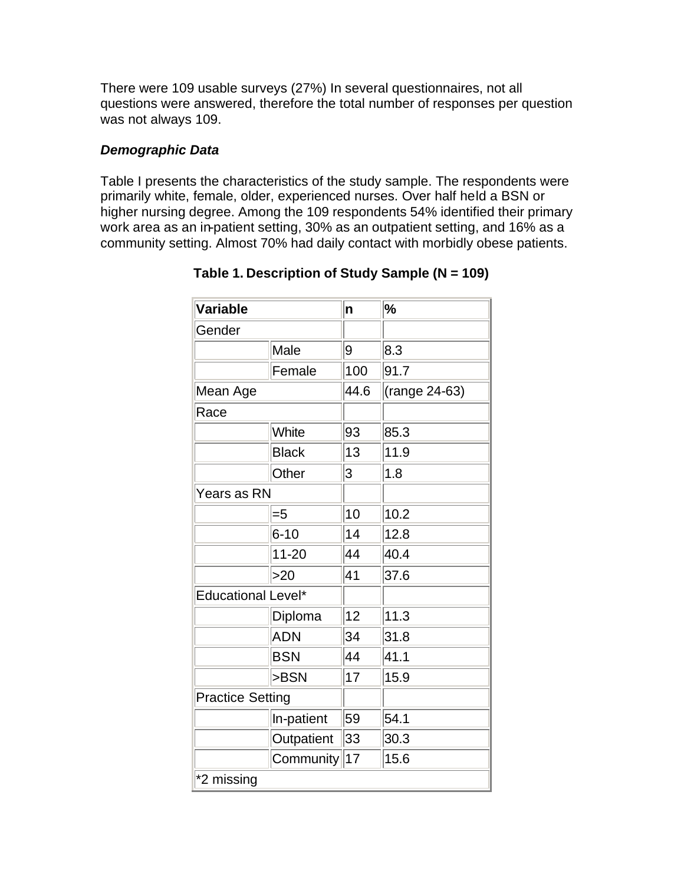There were 109 usable surveys (27%) In several questionnaires, not all questions were answered, therefore the total number of responses per question was not always 109.

***Demographic Data***

Table I presents the characteristics of the study sample. The respondents were primarily white, female, older, experienced nurses. Over half held a BSN or higher nursing degree. Among the 109 respondents 54% identified their primary work area as an in-patient setting, 30% as an outpatient setting, and 16% as a community setting. Almost 70% had daily contact with morbidly obese patients.

**Table 1. Description of Study Sample (N = 109)**

| **Variable** | | **n** | **%** |
|---|---|---|---|
| Gender | | | |
| | Male | 9 | 8.3 |
| | Female | 100 | 91.7 |
| Mean Age | | 44.6 | (range 24-63) |
| Race | | | |
| | White | 93 | 85.3 |
| | Black | 13 | 11.9 |
| | Other | 3 | 1.8 |
| Years as RN | | | |
| | =5 | 10 | 10.2 |
| | 6-10 | 14 | 12.8 |
| | 11-20 | 44 | 40.4 |
| | >20 | 41 | 37.6 |
| Educational Level* | | | |
| | Diploma | 12 | 11.3 |
| | ADN | 34 | 31.8 |
| | BSN | 44 | 41.1 |
| | >BSN | 17 | 15.9 |
| Practice Setting | | | |
| | In-patient | 59 | 54.1 |
| | Outpatient | 33 | 30.3 |
| | Community | 17 | 15.6 |
| *2 missing | | | |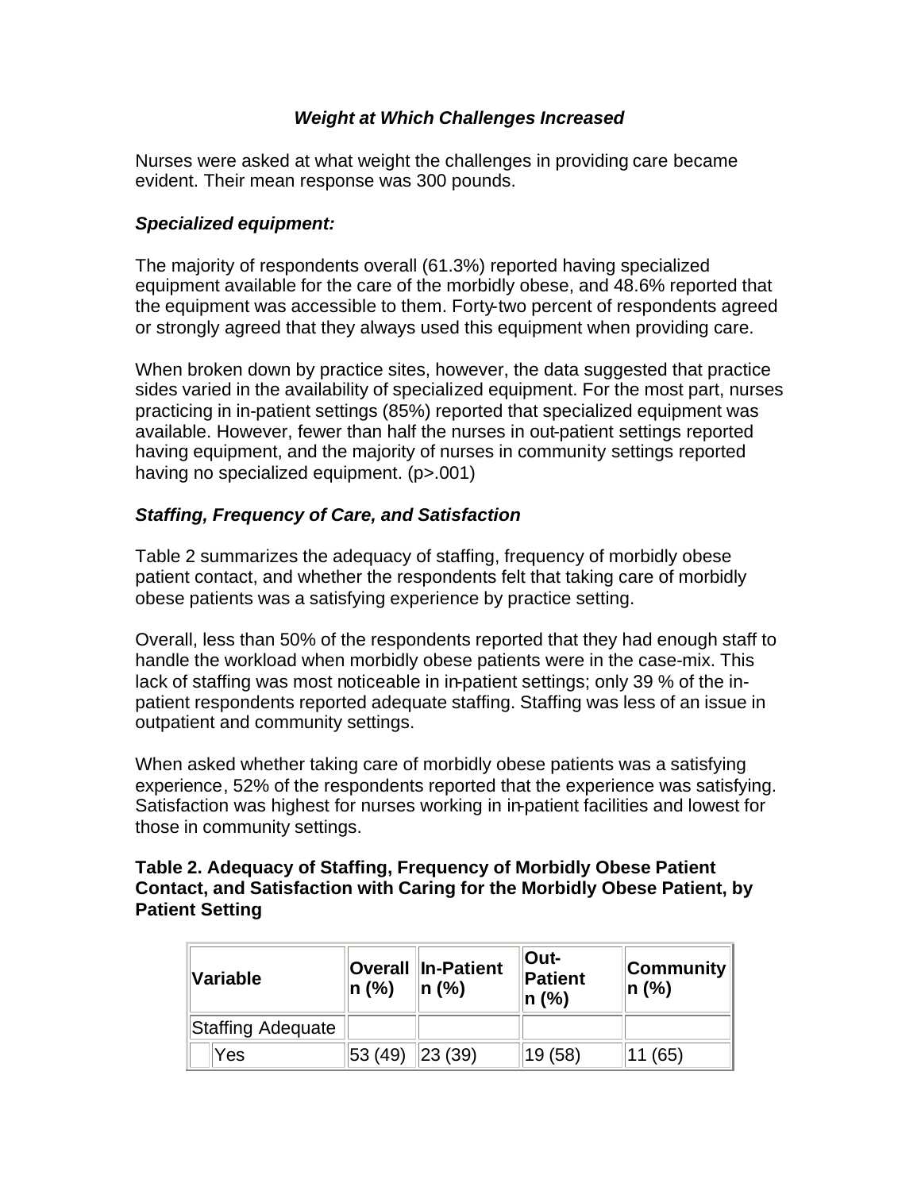### *Weight at Which Challenges Increased*

Nurses were asked at what weight the challenges in providing care became evident. Their mean response was 300 pounds.

***Specialized equipment:***

The majority of respondents overall (61.3%) reported having specialized equipment available for the care of the morbidly obese, and 48.6% reported that the equipment was accessible to them. Forty-two percent of respondents agreed or strongly agreed that they always used this equipment when providing care.

When broken down by practice sites, however, the data suggested that practice sides varied in the availability of specialized equipment. For the most part, nurses practicing in in-patient settings (85%) reported that specialized equipment was available. However, fewer than half the nurses in out-patient settings reported having equipment, and the majority of nurses in community settings reported having no specialized equipment. ($p>.001$)

***Staffing, Frequency of Care, and Satisfaction***

Table 2 summarizes the adequacy of staffing, frequency of morbidly obese patient contact, and whether the respondents felt that taking care of morbidly obese patients was a satisfying experience by practice setting.

Overall, less than 50% of the respondents reported that they had enough staff to handle the workload when morbidly obese patients were in the case-mix. This lack of staffing was most noticeable in in-patient settings; only 39 % of the in-patient respondents reported adequate staffing. Staffing was less of an issue in outpatient and community settings.

When asked whether taking care of morbidly obese patients was a satisfying experience, 52% of the respondents reported that the experience was satisfying. Satisfaction was highest for nurses working in in-patient facilities and lowest for those in community settings.

**Table 2. Adequacy of Staffing, Frequency of Morbidly Obese Patient Contact, and Satisfaction with Caring for the Morbidly Obese Patient, by Patient Setting**

| Variable | Overall n (%) | In-Patient n (%) | Out-Patient n (%) | Community n (%) |
|---|---|---|---|---|
| Staffing Adequate | | | | |
| Yes | 53 (49) | 23 (39) | 19 (58) | 11 (65) |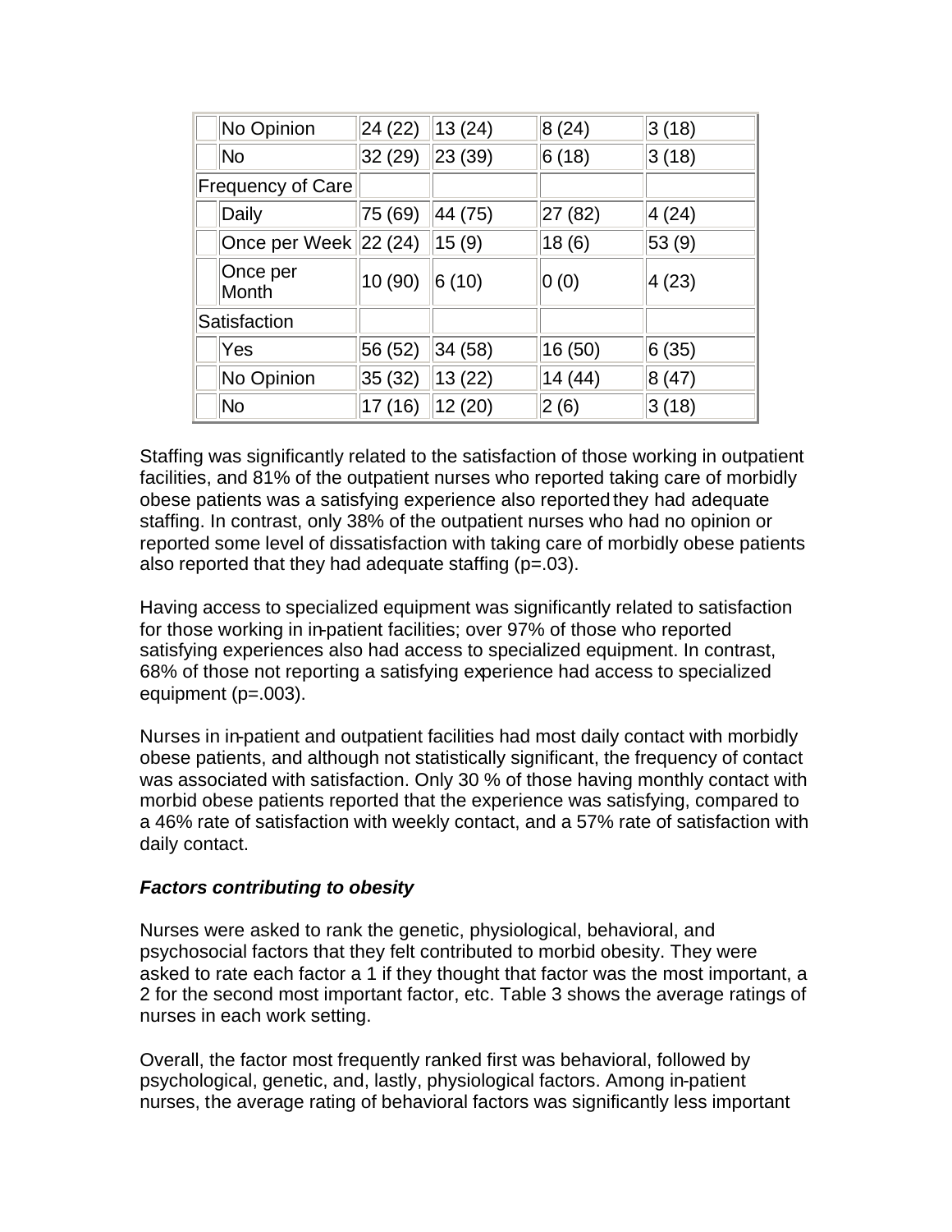| | | | | | |
|---|---|---|---|---|---|
| | No Opinion | 24 (22) | 13 (24) | 8 (24) | 3 (18) |
| | No | 32 (29) | 23 (39) | 6 (18) | 3 (18) |
| Frequency of Care | | | | | |
| | Daily | 75 (69) | 44 (75) | 27 (82) | 4 (24) |
| | Once per Week | 22 (24) | 15 (9) | 18 (6) | 53 (9) |
| | Once per Month | 10 (90) | 6 (10) | 0 (0) | 4 (23) |
| Satisfaction | | | | | |
| | Yes | 56 (52) | 34 (58) | 16 (50) | 6 (35) |
| | No Opinion | 35 (32) | 13 (22) | 14 (44) | 8 (47) |
| | No | 17 (16) | 12 (20) | 2 (6) | 3 (18) |

Staffing was significantly related to the satisfaction of those working in outpatient facilities, and 81% of the outpatient nurses who reported taking care of morbidly obese patients was a satisfying experience also reported they had adequate staffing. In contrast, only 38% of the outpatient nurses who had no opinion or reported some level of dissatisfaction with taking care of morbidly obese patients also reported that they had adequate staffing (p=.03).

Having access to specialized equipment was significantly related to satisfaction for those working in in-patient facilities; over 97% of those who reported satisfying experiences also had access to specialized equipment. In contrast, 68% of those not reporting a satisfying experience had access to specialized equipment (p=.003).

Nurses in in-patient and outpatient facilities had most daily contact with morbidly obese patients, and although not statistically significant, the frequency of contact was associated with satisfaction. Only 30 % of those having monthly contact with morbid obese patients reported that the experience was satisfying, compared to a 46% rate of satisfaction with weekly contact, and a 57% rate of satisfaction with daily contact.

### *Factors contributing to obesity*

Nurses were asked to rank the genetic, physiological, behavioral, and psychosocial factors that they felt contributed to morbid obesity. They were asked to rate each factor a 1 if they thought that factor was the most important, a 2 for the second most important factor, etc. Table 3 shows the average ratings of nurses in each work setting.

Overall, the factor most frequently ranked first was behavioral, followed by psychological, genetic, and, lastly, physiological factors. Among in-patient nurses, the average rating of behavioral factors was significantly less important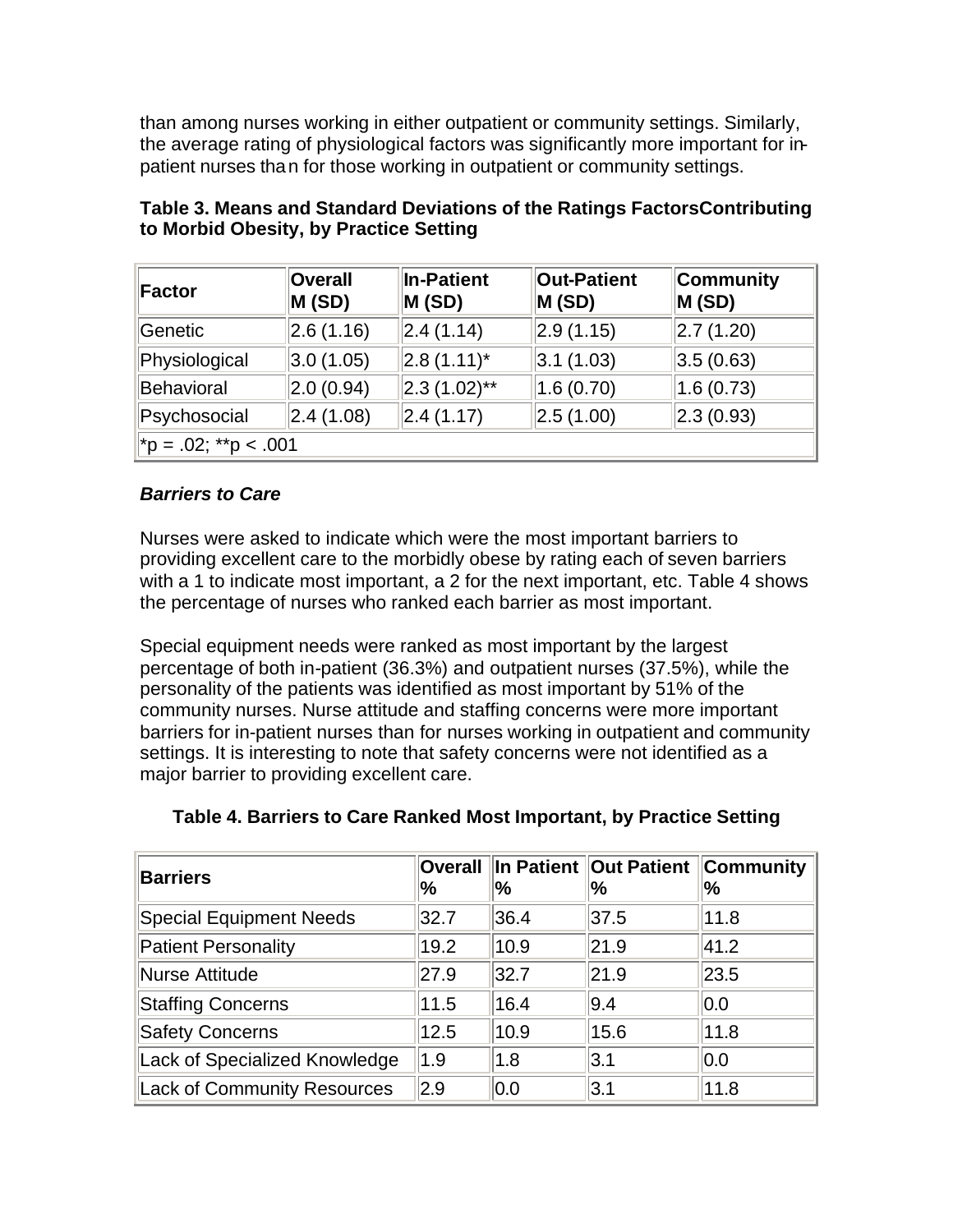than among nurses working in either outpatient or community settings. Similarly, the average rating of physiological factors was significantly more important for in-patient nurses than for those working in outpatient or community settings.

**Table 3. Means and Standard Deviations of the Ratings FactorsContributing to Morbid Obesity, by Practice Setting**

| Factor | Overall M (SD) | In-Patient M (SD) | Out-Patient M (SD) | Community M (SD) |
|---|---|---|---|---|
| Genetic | 2.6 (1.16) | 2.4 (1.14) | 2.9 (1.15) | 2.7 (1.20) |
| Physiological | 3.0 (1.05) | 2.8 (1.11)* | 3.1 (1.03) | 3.5 (0.63) |
| Behavioral | 2.0 (0.94) | 2.3 (1.02)** | 1.6 (0.70) | 1.6 (0.73) |
| Psychosocial | 2.4 (1.08) | 2.4 (1.17) | 2.5 (1.00) | 2.3 (0.93) |
| *p = .02; **p < .001 | | | | |

### *Barriers to Care*

Nurses were asked to indicate which were the most important barriers to providing excellent care to the morbidly obese by rating each of seven barriers with a 1 to indicate most important, a 2 for the next important, etc. Table 4 shows the percentage of nurses who ranked each barrier as most important.

Special equipment needs were ranked as most important by the largest percentage of both in-patient (36.3%) and outpatient nurses (37.5%), while the personality of the patients was identified as most important by 51% of the community nurses. Nurse attitude and staffing concerns were more important barriers for in-patient nurses than for nurses working in outpatient and community settings. It is interesting to note that safety concerns were not identified as a major barrier to providing excellent care.

**Table 4. Barriers to Care Ranked Most Important, by Practice Setting**

| Barriers | Overall % | In Patient % | Out Patient % | Community % |
|---|---|---|---|---|
| Special Equipment Needs | 32.7 | 36.4 | 37.5 | 11.8 |
| Patient Personality | 19.2 | 10.9 | 21.9 | 41.2 |
| Nurse Attitude | 27.9 | 32.7 | 21.9 | 23.5 |
| Staffing Concerns | 11.5 | 16.4 | 9.4 | 0.0 |
| Safety Concerns | 12.5 | 10.9 | 15.6 | 11.8 |
| Lack of Specialized Knowledge | 1.9 | 1.8 | 3.1 | 0.0 |
| Lack of Community Resources | 2.9 | 0.0 | 3.1 | 11.8 |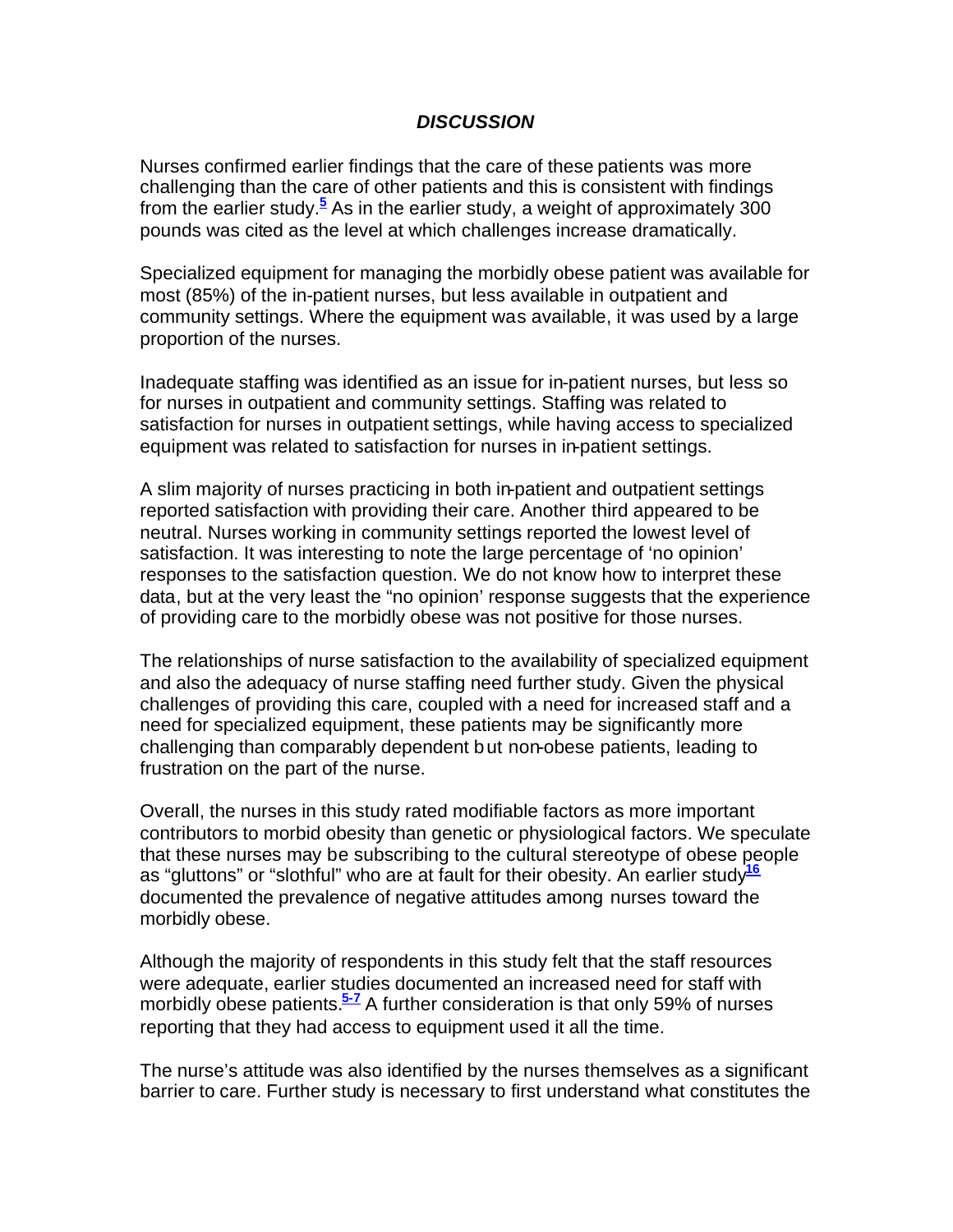## *DISCUSSION*

Nurses confirmed earlier findings that the care of these patients was more challenging than the care of other patients and this is consistent with findings from the earlier study.[5] As in the earlier study, a weight of approximately 300 pounds was cited as the level at which challenges increase dramatically.

Specialized equipment for managing the morbidly obese patient was available for most (85%) of the in-patient nurses, but less available in outpatient and community settings. Where the equipment was available, it was used by a large proportion of the nurses.

Inadequate staffing was identified as an issue for in-patient nurses, but less so for nurses in outpatient and community settings. Staffing was related to satisfaction for nurses in outpatient settings, while having access to specialized equipment was related to satisfaction for nurses in in-patient settings.

A slim majority of nurses practicing in both in-patient and outpatient settings reported satisfaction with providing their care. Another third appeared to be neutral. Nurses working in community settings reported the lowest level of satisfaction. It was interesting to note the large percentage of 'no opinion' responses to the satisfaction question. We do not know how to interpret these data, but at the very least the "no opinion' response suggests that the experience of providing care to the morbidly obese was not positive for those nurses.

The relationships of nurse satisfaction to the availability of specialized equipment and also the adequacy of nurse staffing need further study. Given the physical challenges of providing this care, coupled with a need for increased staff and a need for specialized equipment, these patients may be significantly more challenging than comparably dependent but non-obese patients, leading to frustration on the part of the nurse.

Overall, the nurses in this study rated modifiable factors as more important contributors to morbid obesity than genetic or physiological factors. We speculate that these nurses may be subscribing to the cultural stereotype of obese people as "gluttons" or "slothful" who are at fault for their obesity. An earlier study[16] documented the prevalence of negative attitudes among nurses toward the morbidly obese.

Although the majority of respondents in this study felt that the staff resources were adequate, earlier studies documented an increased need for staff with morbidly obese patients.[5-7] A further consideration is that only 59% of nurses reporting that they had access to equipment used it all the time.

The nurse's attitude was also identified by the nurses themselves as a significant barrier to care. Further study is necessary to first understand what constitutes the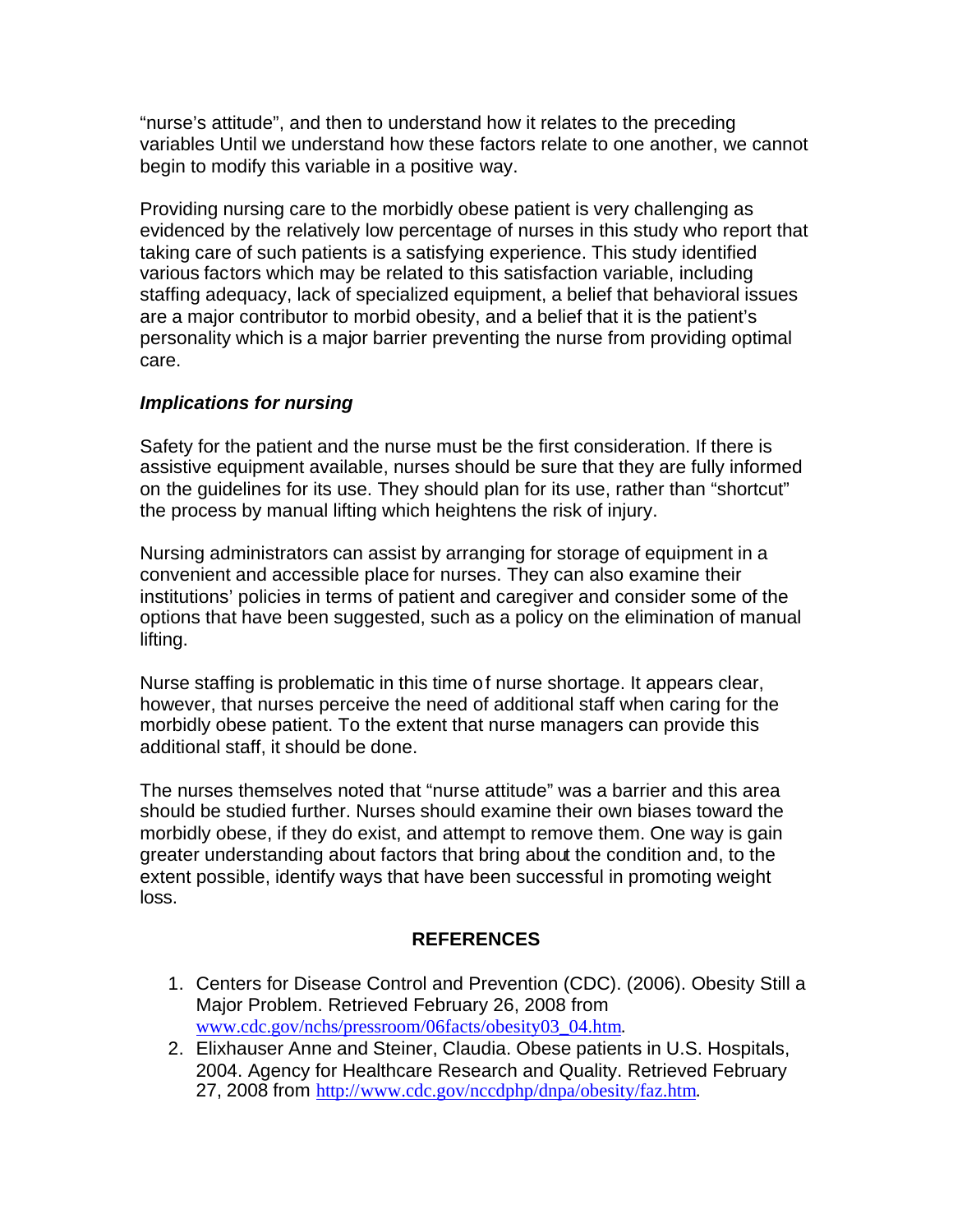"nurse's attitude", and then to understand how it relates to the preceding variables Until we understand how these factors relate to one another, we cannot begin to modify this variable in a positive way.

Providing nursing care to the morbidly obese patient is very challenging as evidenced by the relatively low percentage of nurses in this study who report that taking care of such patients is a satisfying experience. This study identified various factors which may be related to this satisfaction variable, including staffing adequacy, lack of specialized equipment, a belief that behavioral issues are a major contributor to morbid obesity, and a belief that it is the patient's personality which is a major barrier preventing the nurse from providing optimal care.

### *Implications for nursing*

Safety for the patient and the nurse must be the first consideration. If there is assistive equipment available, nurses should be sure that they are fully informed on the guidelines for its use. They should plan for its use, rather than "shortcut" the process by manual lifting which heightens the risk of injury.

Nursing administrators can assist by arranging for storage of equipment in a convenient and accessible place for nurses. They can also examine their institutions' policies in terms of patient and caregiver and consider some of the options that have been suggested, such as a policy on the elimination of manual lifting.

Nurse staffing is problematic in this time of nurse shortage. It appears clear, however, that nurses perceive the need of additional staff when caring for the morbidly obese patient. To the extent that nurse managers can provide this additional staff, it should be done.

The nurses themselves noted that "nurse attitude" was a barrier and this area should be studied further. Nurses should examine their own biases toward the morbidly obese, if they do exist, and attempt to remove them. One way is gain greater understanding about factors that bring about the condition and, to the extent possible, identify ways that have been successful in promoting weight loss.

## REFERENCES

1. Centers for Disease Control and Prevention (CDC). (2006). Obesity Still a Major Problem. Retrieved February 26, 2008 from www.cdc.gov/nchs/pressroom/06facts/obesity03_04.htm.
2. Elixhauser Anne and Steiner, Claudia. Obese patients in U.S. Hospitals, 2004. Agency for Healthcare Research and Quality. Retrieved February 27, 2008 from http://www.cdc.gov/nccdphp/dnpa/obesity/faz.htm.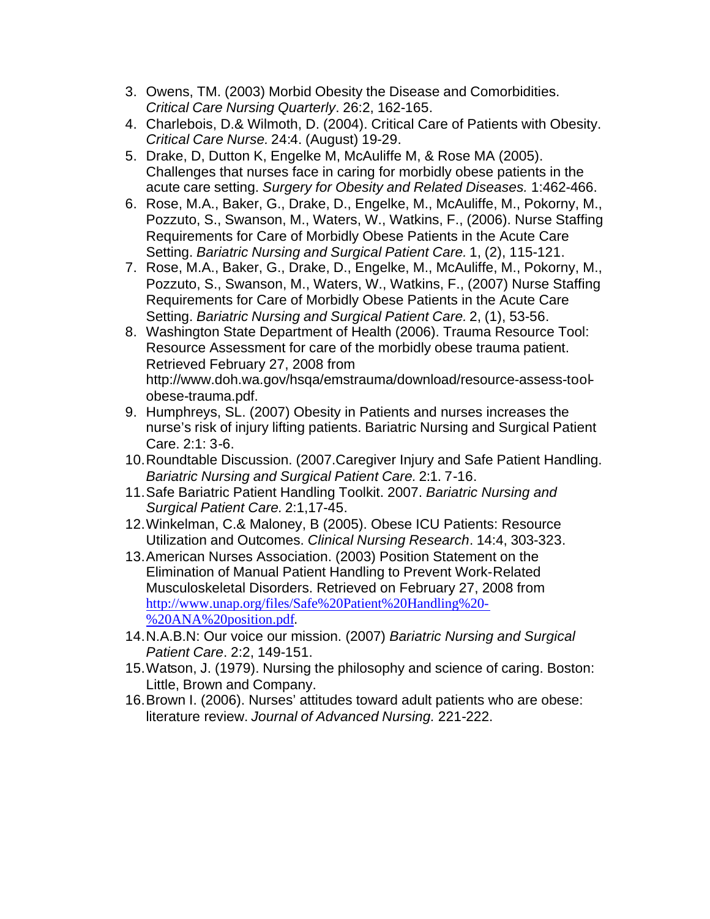3. Owens, TM. (2003) Morbid Obesity the Disease and Comorbidities. *Critical Care Nursing Quarterly*. 26:2, 162-165.
4. Charlebois, D.& Wilmoth, D. (2004). Critical Care of Patients with Obesity. *Critical Care Nurse.* 24:4. (August) 19-29.
5. Drake, D, Dutton K, Engelke M, McAuliffe M, & Rose MA (2005). Challenges that nurses face in caring for morbidly obese patients in the acute care setting. *Surgery for Obesity and Related Diseases.* 1:462-466.
6. Rose, M.A., Baker, G., Drake, D., Engelke, M., McAuliffe, M., Pokorny, M., Pozzuto, S., Swanson, M., Waters, W., Watkins, F., (2006). Nurse Staffing Requirements for Care of Morbidly Obese Patients in the Acute Care Setting. *Bariatric Nursing and Surgical Patient Care.* 1, (2), 115-121.
7. Rose, M.A., Baker, G., Drake, D., Engelke, M., McAuliffe, M., Pokorny, M., Pozzuto, S., Swanson, M., Waters, W., Watkins, F., (2007) Nurse Staffing Requirements for Care of Morbidly Obese Patients in the Acute Care Setting. *Bariatric Nursing and Surgical Patient Care.* 2, (1), 53-56.
8. Washington State Department of Health (2006). Trauma Resource Tool: Resource Assessment for care of the morbidly obese trauma patient. Retrieved February 27, 2008 from http://www.doh.wa.gov/hsqa/emstrauma/download/resource-assess-tool-obese-trauma.pdf.
9. Humphreys, SL. (2007) Obesity in Patients and nurses increases the nurse's risk of injury lifting patients. Bariatric Nursing and Surgical Patient Care. 2:1: 3-6.
10. Roundtable Discussion. (2007.Caregiver Injury and Safe Patient Handling. *Bariatric Nursing and Surgical Patient Care.* 2:1. 7-16.
11. Safe Bariatric Patient Handling Toolkit. 2007. *Bariatric Nursing and Surgical Patient Care.* 2:1,17-45.
12. Winkelman, C.& Maloney, B (2005). Obese ICU Patients: Resource Utilization and Outcomes. *Clinical Nursing Research*. 14:4, 303-323.
13. American Nurses Association. (2003) Position Statement on the Elimination of Manual Patient Handling to Prevent Work-Related Musculoskeletal Disorders. Retrieved on February 27, 2008 from http://www.unap.org/files/Safe%20Patient%20Handling%20-%20ANA%20position.pdf.
14. N.A.B.N: Our voice our mission. (2007) *Bariatric Nursing and Surgical Patient Care*. 2:2, 149-151.
15. Watson, J. (1979). Nursing the philosophy and science of caring. Boston: Little, Brown and Company.
16. Brown I. (2006). Nurses' attitudes toward adult patients who are obese: literature review. *Journal of Advanced Nursing.* 221-222.